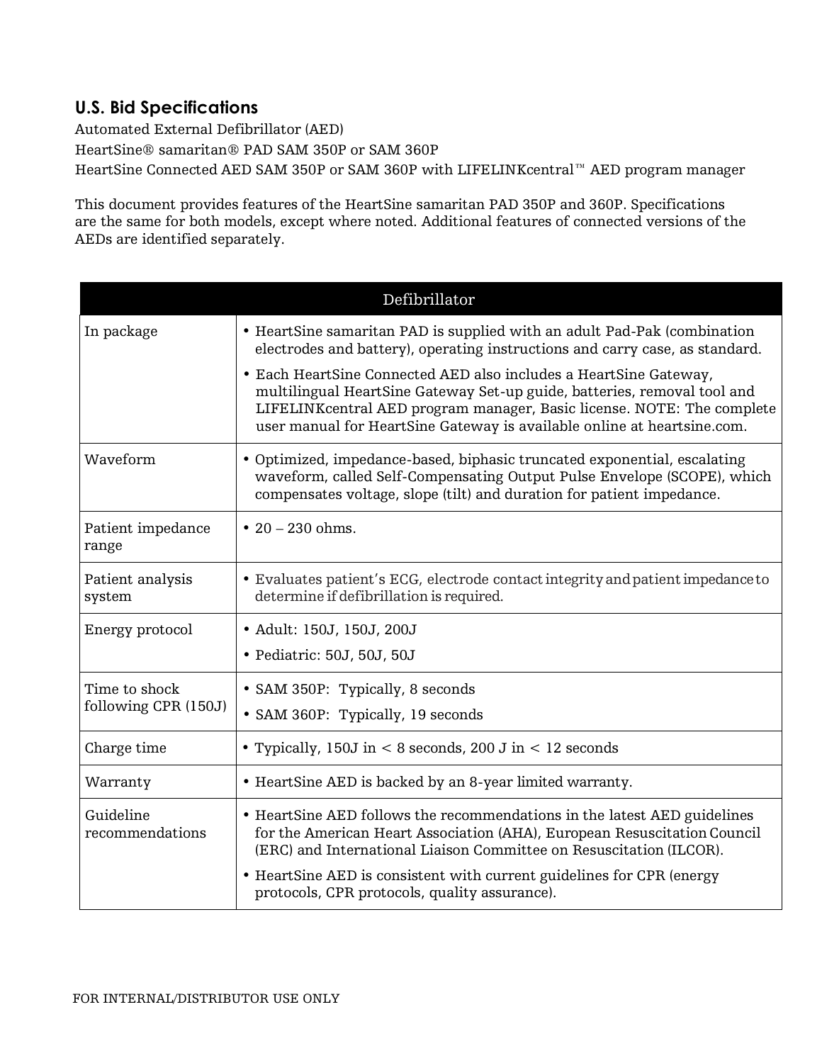## U.S. Bid Specifications

Automated External Defibrillator (AED)

HeartSine® samaritan® PAD SAM 350P or SAM 360P

HeartSine Connected AED SAM 350P or SAM 360P with LIFELINKcentral™ AED program manager

This document provides features of the HeartSine samaritan PAD 350P and 360P. Specifications are the same for both models, except where noted. Additional features of connected versions of the AEDs are identified separately.

| Defibrillator | |
|---|---|
| In package | • HeartSine samaritan PAD is supplied with an adult Pad-Pak (combination electrodes and battery), operating instructions and carry case, as standard.<br>• Each HeartSine Connected AED also includes a HeartSine Gateway, multilingual HeartSine Gateway Set-up guide, batteries, removal tool and LIFELINKcentral AED program manager, Basic license. NOTE: The complete user manual for HeartSine Gateway is available online at heartsine.com. |
| Waveform | • Optimized, impedance-based, biphasic truncated exponential, escalating waveform, called Self-Compensating Output Pulse Envelope (SCOPE), which compensates voltage, slope (tilt) and duration for patient impedance. |
| Patient impedance range | • 20 – 230 ohms. |
| Patient analysis system | • Evaluates patient's ECG, electrode contact integrity and patient impedance to determine if defibrillation is required. |
| Energy protocol | • Adult: 150J, 150J, 200J<br>• Pediatric: 50J, 50J, 50J |
| Time to shock following CPR (150J) | • SAM 350P: Typically, 8 seconds<br>• SAM 360P: Typically, 19 seconds |
| Charge time | • Typically, 150J in < 8 seconds, 200 J in < 12 seconds |
| Warranty | • HeartSine AED is backed by an 8-year limited warranty. |
| Guideline recommendations | • HeartSine AED follows the recommendations in the latest AED guidelines for the American Heart Association (AHA), European Resuscitation Council (ERC) and International Liaison Committee on Resuscitation (ILCOR).<br>• HeartSine AED is consistent with current guidelines for CPR (energy protocols, CPR protocols, quality assurance). |

FOR INTERNAL/DISTRIBUTOR USE ONLY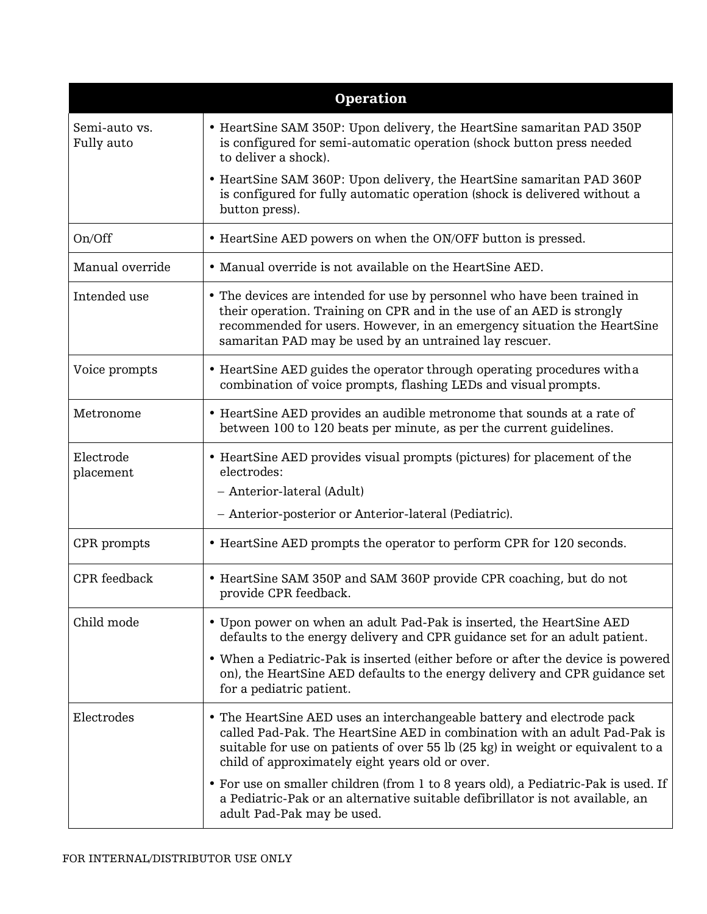| Operation | |
|---|---|
| Semi-auto vs. Fully auto | • HeartSine SAM 350P: Upon delivery, the HeartSine samaritan PAD 350P is configured for semi-automatic operation (shock button press needed to deliver a shock).<br>• HeartSine SAM 360P: Upon delivery, the HeartSine samaritan PAD 360P is configured for fully automatic operation (shock is delivered without a button press). |
| On/Off | • HeartSine AED powers on when the ON/OFF button is pressed. |
| Manual override | • Manual override is not available on the HeartSine AED. |
| Intended use | • The devices are intended for use by personnel who have been trained in their operation. Training on CPR and in the use of an AED is strongly recommended for users. However, in an emergency situation the HeartSine samaritan PAD may be used by an untrained lay rescuer. |
| Voice prompts | • HeartSine AED guides the operator through operating procedures with a combination of voice prompts, flashing LEDs and visual prompts. |
| Metronome | • HeartSine AED provides an audible metronome that sounds at a rate of between 100 to 120 beats per minute, as per the current guidelines. |
| Electrode placement | • HeartSine AED provides visual prompts (pictures) for placement of the electrodes:<br>– Anterior-lateral (Adult)<br>– Anterior-posterior or Anterior-lateral (Pediatric). |
| CPR prompts | • HeartSine AED prompts the operator to perform CPR for 120 seconds. |
| CPR feedback | • HeartSine SAM 350P and SAM 360P provide CPR coaching, but do not provide CPR feedback. |
| Child mode | • Upon power on when an adult Pad-Pak is inserted, the HeartSine AED defaults to the energy delivery and CPR guidance set for an adult patient.<br>• When a Pediatric-Pak is inserted (either before or after the device is powered on), the HeartSine AED defaults to the energy delivery and CPR guidance set for a pediatric patient. |
| Electrodes | • The HeartSine AED uses an interchangeable battery and electrode pack called Pad-Pak. The HeartSine AED in combination with an adult Pad-Pak is suitable for use on patients of over 55 lb (25 kg) in weight or equivalent to a child of approximately eight years old or over.<br>• For use on smaller children (from 1 to 8 years old), a Pediatric-Pak is used. If a Pediatric-Pak or an alternative suitable defibrillator is not available, an adult Pad-Pak may be used. |

FOR INTERNAL/DISTRIBUTOR USE ONLY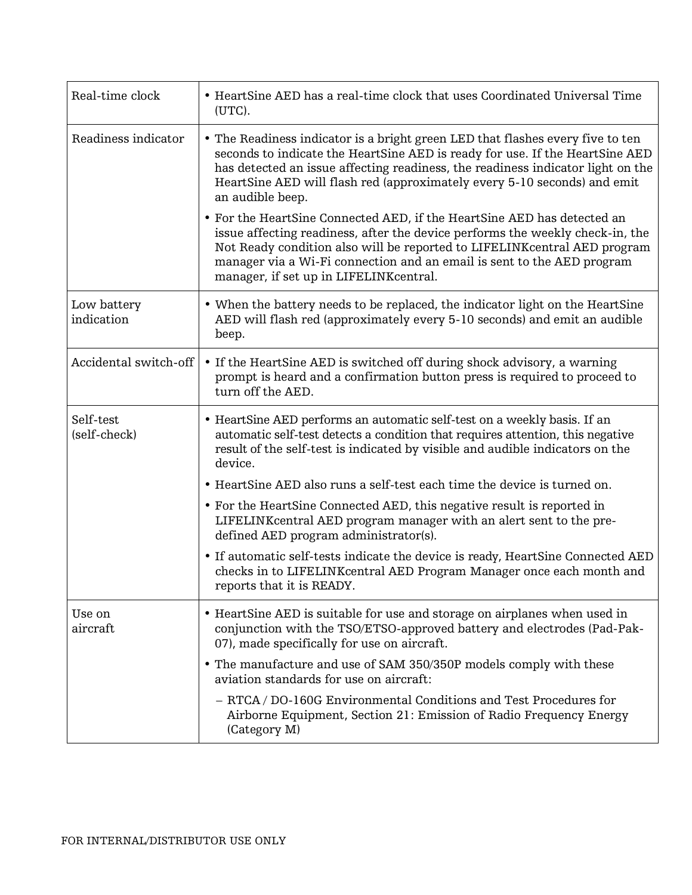| | |
|---|---|
| Real-time clock | • HeartSine AED has a real-time clock that uses Coordinated Universal Time (UTC). |
| Readiness indicator | • The Readiness indicator is a bright green LED that flashes every five to ten seconds to indicate the HeartSine AED is ready for use. If the HeartSine AED has detected an issue affecting readiness, the readiness indicator light on the HeartSine AED will flash red (approximately every 5-10 seconds) and emit an audible beep.<br>• For the HeartSine Connected AED, if the HeartSine AED has detected an issue affecting readiness, after the device performs the weekly check-in, the Not Ready condition also will be reported to LIFELINKcentral AED program manager via a Wi-Fi connection and an email is sent to the AED program manager, if set up in LIFELINKcentral. |
| Low battery indication | • When the battery needs to be replaced, the indicator light on the HeartSine AED will flash red (approximately every 5-10 seconds) and emit an audible beep. |
| Accidental switch-off | • If the HeartSine AED is switched off during shock advisory, a warning prompt is heard and a confirmation button press is required to proceed to turn off the AED. |
| Self-test (self-check) | • HeartSine AED performs an automatic self-test on a weekly basis. If an automatic self-test detects a condition that requires attention, this negative result of the self-test is indicated by visible and audible indicators on the device.<br>• HeartSine AED also runs a self-test each time the device is turned on.<br>• For the HeartSine Connected AED, this negative result is reported in LIFELINKcentral AED program manager with an alert sent to the pre-defined AED program administrator(s).<br>• If automatic self-tests indicate the device is ready, HeartSine Connected AED checks in to LIFELINKcentral AED Program Manager once each month and reports that it is READY. |
| Use on aircraft | • HeartSine AED is suitable for use and storage on airplanes when used in conjunction with the TSO/ETSO-approved battery and electrodes (Pad-Pak-07), made specifically for use on aircraft.<br>• The manufacture and use of SAM 350/350P models comply with these aviation standards for use on aircraft:<br>– RTCA / DO-160G Environmental Conditions and Test Procedures for Airborne Equipment, Section 21: Emission of Radio Frequency Energy (Category M) |

FOR INTERNAL/DISTRIBUTOR USE ONLY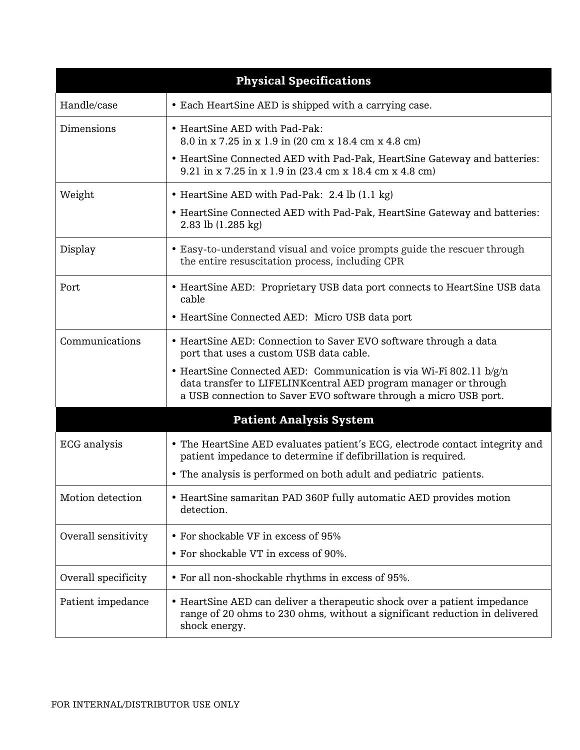| Physical Specifications | |
|---|---|
| Handle/case | • Each HeartSine AED is shipped with a carrying case. |
| Dimensions | • HeartSine AED with Pad-Pak: 8.0 in x 7.25 in x 1.9 in (20 cm x 18.4 cm x 4.8 cm)<br>• HeartSine Connected AED with Pad-Pak, HeartSine Gateway and batteries: 9.21 in x 7.25 in x 1.9 in (23.4 cm x 18.4 cm x 4.8 cm) |
| Weight | • HeartSine AED with Pad-Pak: 2.4 lb (1.1 kg)<br>• HeartSine Connected AED with Pad-Pak, HeartSine Gateway and batteries: 2.83 lb (1.285 kg) |
| Display | • Easy-to-understand visual and voice prompts guide the rescuer through the entire resuscitation process, including CPR |
| Port | • HeartSine AED: Proprietary USB data port connects to HeartSine USB data cable<br>• HeartSine Connected AED: Micro USB data port |
| Communications | • HeartSine AED: Connection to Saver EVO software through a data port that uses a custom USB data cable.<br>• HeartSine Connected AED: Communication is via Wi-Fi 802.11 b/g/n data transfer to LIFELINKcentral AED program manager or through a USB connection to Saver EVO software through a micro USB port. |
| **Patient Analysis System** | |
| ECG analysis | • The HeartSine AED evaluates patient's ECG, electrode contact integrity and patient impedance to determine if defibrillation is required.<br>• The analysis is performed on both adult and pediatric patients. |
| Motion detection | • HeartSine samaritan PAD 360P fully automatic AED provides motion detection. |
| Overall sensitivity | • For shockable VF in excess of 95%<br>• For shockable VT in excess of 90%. |
| Overall specificity | • For all non-shockable rhythms in excess of 95%. |
| Patient impedance | • HeartSine AED can deliver a therapeutic shock over a patient impedance range of 20 ohms to 230 ohms, without a significant reduction in delivered shock energy. |

FOR INTERNAL/DISTRIBUTOR USE ONLY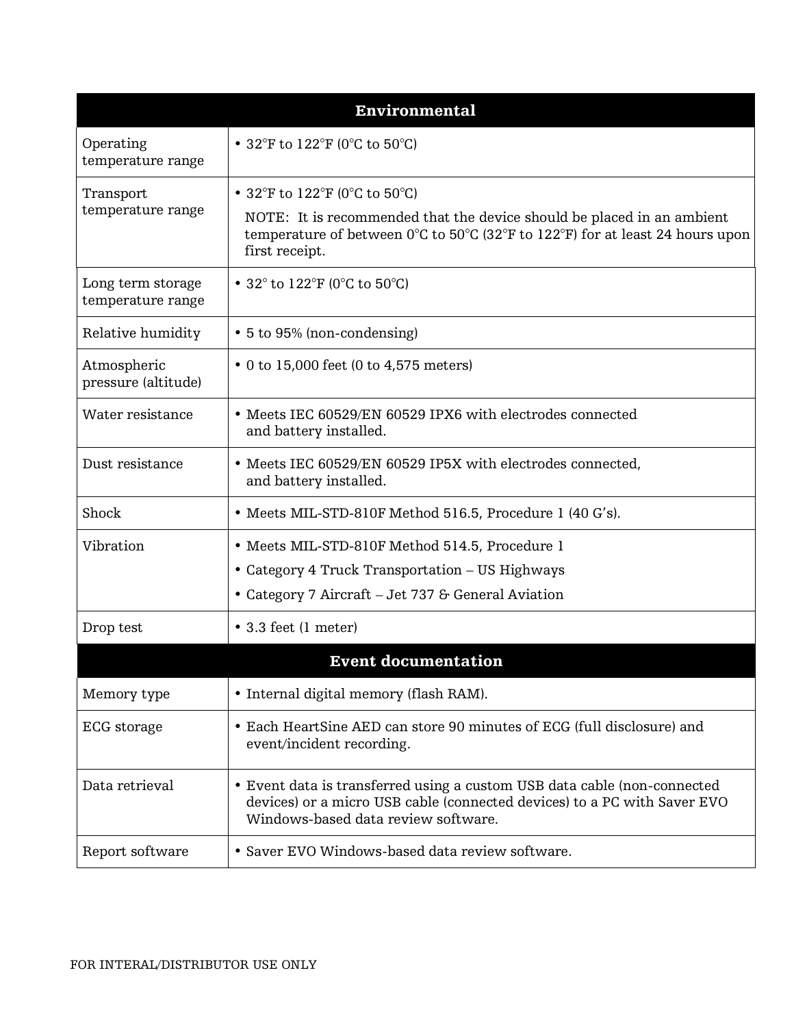| Environmental | |
|---|---|
| Operating temperature range | • 32°F to 122°F (0°C to 50°C) |
| Transport temperature range | • 32°F to 122°F (0°C to 50°C)<br>NOTE: It is recommended that the device should be placed in an ambient temperature of between 0°C to 50°C (32°F to 122°F) for at least 24 hours upon first receipt. |
| Long term storage temperature range | • 32° to 122°F (0°C to 50°C) |
| Relative humidity | • 5 to 95% (non-condensing) |
| Atmospheric pressure (altitude) | • 0 to 15,000 feet (0 to 4,575 meters) |
| Water resistance | • Meets IEC 60529/EN 60529 IPX6 with electrodes connected and battery installed. |
| Dust resistance | • Meets IEC 60529/EN 60529 IP5X with electrodes connected, and battery installed. |
| Shock | • Meets MIL-STD-810F Method 516.5, Procedure 1 (40 G's). |
| Vibration | • Meets MIL-STD-810F Method 514.5, Procedure 1<br>• Category 4 Truck Transportation – US Highways<br>• Category 7 Aircraft – Jet 737 & General Aviation |
| Drop test | • 3.3 feet (1 meter) |
| **Event documentation** | |
| Memory type | • Internal digital memory (flash RAM). |
| ECG storage | • Each HeartSine AED can store 90 minutes of ECG (full disclosure) and event/incident recording. |
| Data retrieval | • Event data is transferred using a custom USB data cable (non-connected devices) or a micro USB cable (connected devices) to a PC with Saver EVO Windows-based data review software. |
| Report software | • Saver EVO Windows-based data review software. |

FOR INTERAL/DISTRIBUTOR USE ONLY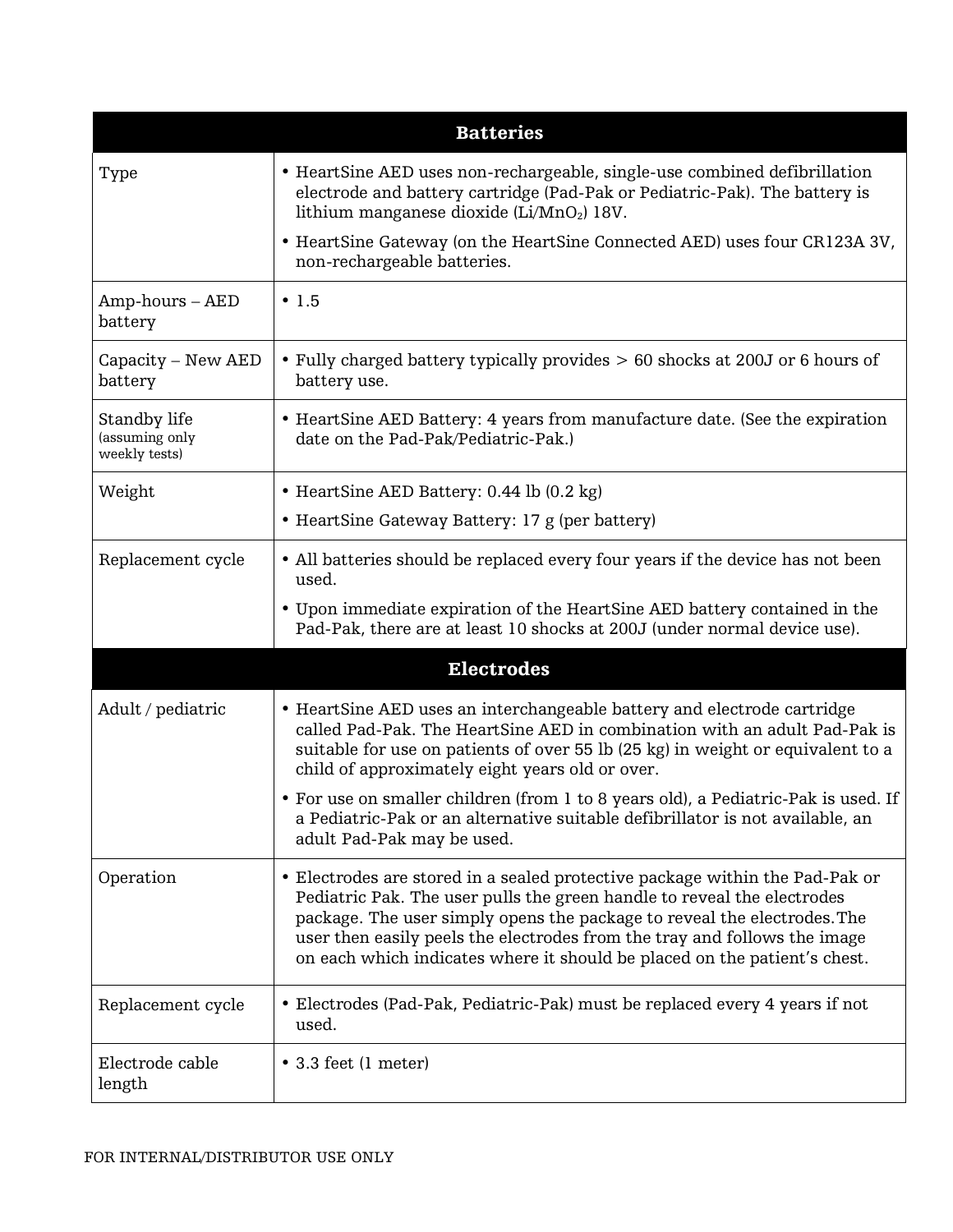| Batteries | |
|---|---|
| Type | • HeartSine AED uses non-rechargeable, single-use combined defibrillation electrode and battery cartridge (Pad-Pak or Pediatric-Pak). The battery is lithium manganese dioxide ($Li/MnO_2$) 18V.<br>• HeartSine Gateway (on the HeartSine Connected AED) uses four CR123A 3V, non-rechargeable batteries. |
| Amp-hours – AED battery | • 1.5 |
| Capacity – New AED battery | • Fully charged battery typically provides > 60 shocks at 200J or 6 hours of battery use. |
| Standby life (assuming only weekly tests) | • HeartSine AED Battery: 4 years from manufacture date. (See the expiration date on the Pad-Pak/Pediatric-Pak.) |
| Weight | • HeartSine AED Battery: 0.44 lb (0.2 kg)<br>• HeartSine Gateway Battery: 17 g (per battery) |
| Replacement cycle | • All batteries should be replaced every four years if the device has not been used.<br>• Upon immediate expiration of the HeartSine AED battery contained in the Pad-Pak, there are at least 10 shocks at 200J (under normal device use). |
| **Electrodes** | |
| Adult / pediatric | • HeartSine AED uses an interchangeable battery and electrode cartridge called Pad-Pak. The HeartSine AED in combination with an adult Pad-Pak is suitable for use on patients of over 55 lb (25 kg) in weight or equivalent to a child of approximately eight years old or over.<br>• For use on smaller children (from 1 to 8 years old), a Pediatric-Pak is used. If a Pediatric-Pak or an alternative suitable defibrillator is not available, an adult Pad-Pak may be used. |
| Operation | • Electrodes are stored in a sealed protective package within the Pad-Pak or Pediatric Pak. The user pulls the green handle to reveal the electrodes package. The user simply opens the package to reveal the electrodes.The user then easily peels the electrodes from the tray and follows the image on each which indicates where it should be placed on the patient's chest. |
| Replacement cycle | • Electrodes (Pad-Pak, Pediatric-Pak) must be replaced every 4 years if not used. |
| Electrode cable length | • 3.3 feet (1 meter) |

FOR INTERNAL/DISTRIBUTOR USE ONLY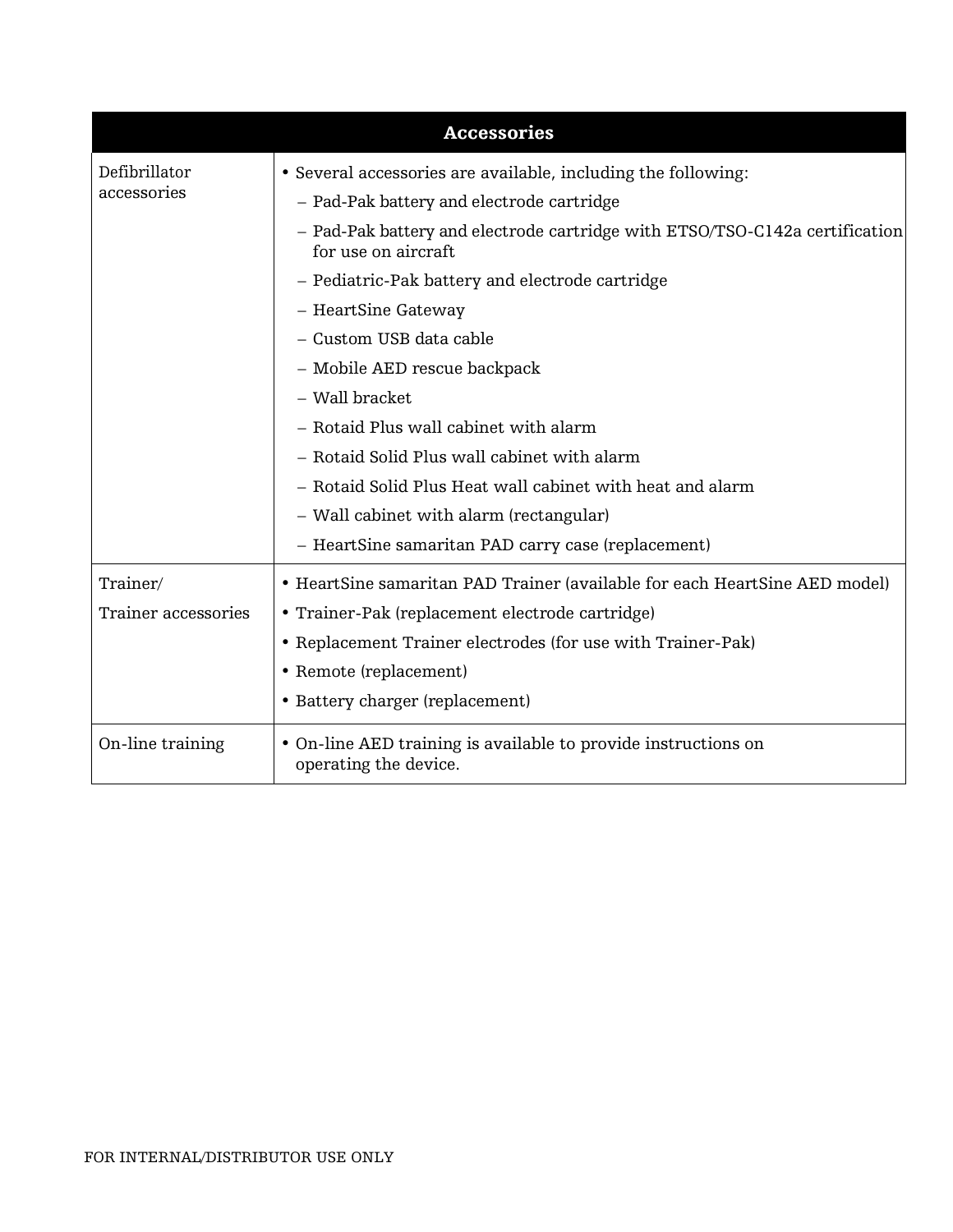| Accessories | |
|---|---|
| Defibrillator accessories | • Several accessories are available, including the following:<br>– Pad-Pak battery and electrode cartridge<br>– Pad-Pak battery and electrode cartridge with ETSO/TSO-C142a certification for use on aircraft<br>– Pediatric-Pak battery and electrode cartridge<br>– HeartSine Gateway<br>– Custom USB data cable<br>– Mobile AED rescue backpack<br>– Wall bracket<br>– Rotaid Plus wall cabinet with alarm<br>– Rotaid Solid Plus wall cabinet with alarm<br>– Rotaid Solid Plus Heat wall cabinet with heat and alarm<br>– Wall cabinet with alarm (rectangular)<br>– HeartSine samaritan PAD carry case (replacement) |
| Trainer/<br>Trainer accessories | • HeartSine samaritan PAD Trainer (available for each HeartSine AED model)<br>• Trainer-Pak (replacement electrode cartridge)<br>• Replacement Trainer electrodes (for use with Trainer-Pak)<br>• Remote (replacement)<br>• Battery charger (replacement) |
| On-line training | • On-line AED training is available to provide instructions on operating the device. |

FOR INTERNAL/DISTRIBUTOR USE ONLY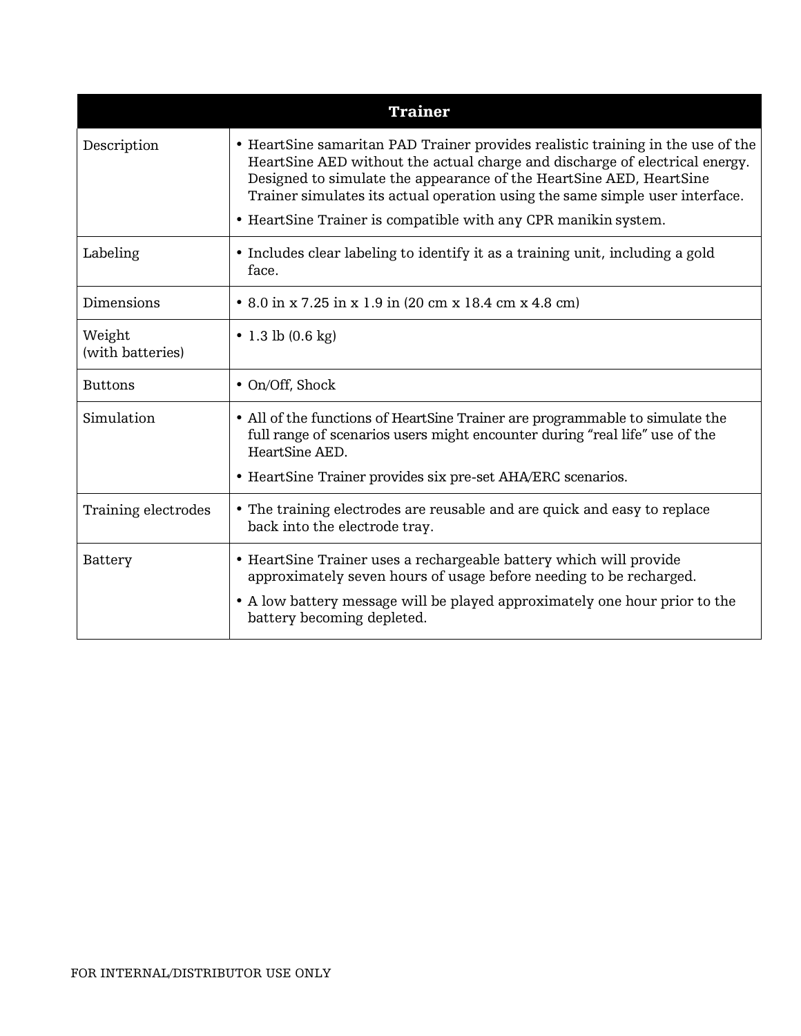| Trainer | |
|---|---|
| Description | • HeartSine samaritan PAD Trainer provides realistic training in the use of the HeartSine AED without the actual charge and discharge of electrical energy. Designed to simulate the appearance of the HeartSine AED, HeartSine Trainer simulates its actual operation using the same simple user interface.<br>• HeartSine Trainer is compatible with any CPR manikin system. |
| Labeling | • Includes clear labeling to identify it as a training unit, including a gold face. |
| Dimensions | • 8.0 in x 7.25 in x 1.9 in (20 cm x 18.4 cm x 4.8 cm) |
| Weight (with batteries) | • 1.3 lb (0.6 kg) |
| Buttons | • On/Off, Shock |
| Simulation | • All of the functions of HeartSine Trainer are programmable to simulate the full range of scenarios users might encounter during "real life" use of the HeartSine AED.<br>• HeartSine Trainer provides six pre-set AHA/ERC scenarios. |
| Training electrodes | • The training electrodes are reusable and are quick and easy to replace back into the electrode tray. |
| Battery | • HeartSine Trainer uses a rechargeable battery which will provide approximately seven hours of usage before needing to be recharged.<br>• A low battery message will be played approximately one hour prior to the battery becoming depleted. |

FOR INTERNAL/DISTRIBUTOR USE ONLY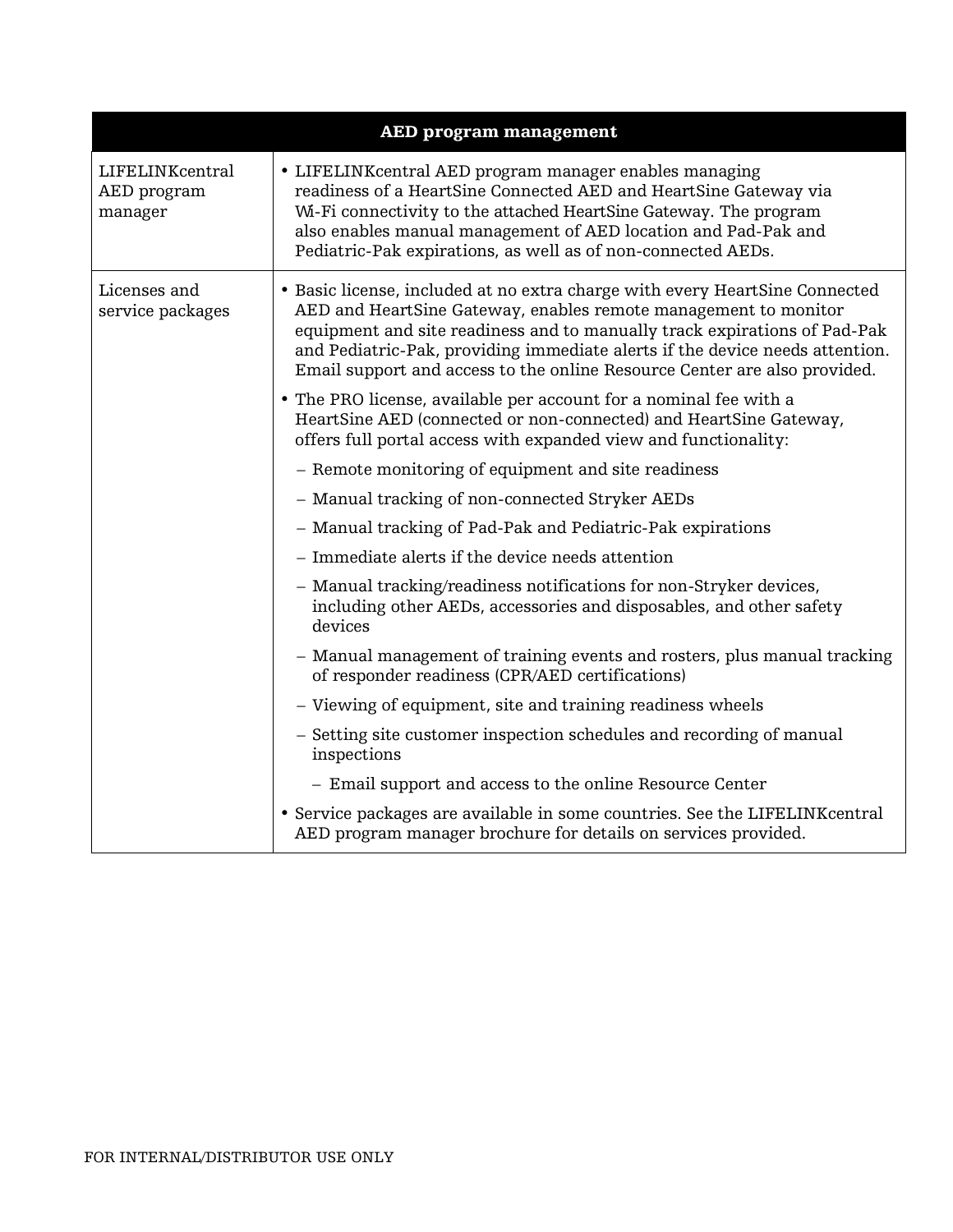| AED program management | |
|---|---|
| LIFELINKcentral AED program manager | • LIFELINKcentral AED program manager enables managing readiness of a HeartSine Connected AED and HeartSine Gateway via Wi-Fi connectivity to the attached HeartSine Gateway. The program also enables manual management of AED location and Pad-Pak and Pediatric-Pak expirations, as well as of non-connected AEDs. |
| Licenses and service packages | • Basic license, included at no extra charge with every HeartSine Connected AED and HeartSine Gateway, enables remote management to monitor equipment and site readiness and to manually track expirations of Pad-Pak and Pediatric-Pak, providing immediate alerts if the device needs attention. Email support and access to the online Resource Center are also provided.<br>• The PRO license, available per account for a nominal fee with a HeartSine AED (connected or non-connected) and HeartSine Gateway, offers full portal access with expanded view and functionality:<br>– Remote monitoring of equipment and site readiness<br>– Manual tracking of non-connected Stryker AEDs<br>– Manual tracking of Pad-Pak and Pediatric-Pak expirations<br>– Immediate alerts if the device needs attention<br>– Manual tracking/readiness notifications for non-Stryker devices, including other AEDs, accessories and disposables, and other safety devices<br>– Manual management of training events and rosters, plus manual tracking of responder readiness (CPR/AED certifications)<br>– Viewing of equipment, site and training readiness wheels<br>– Setting site customer inspection schedules and recording of manual inspections<br>– Email support and access to the online Resource Center<br>• Service packages are available in some countries. See the LIFELINKcentral AED program manager brochure for details on services provided. |

FOR INTERNAL/DISTRIBUTOR USE ONLY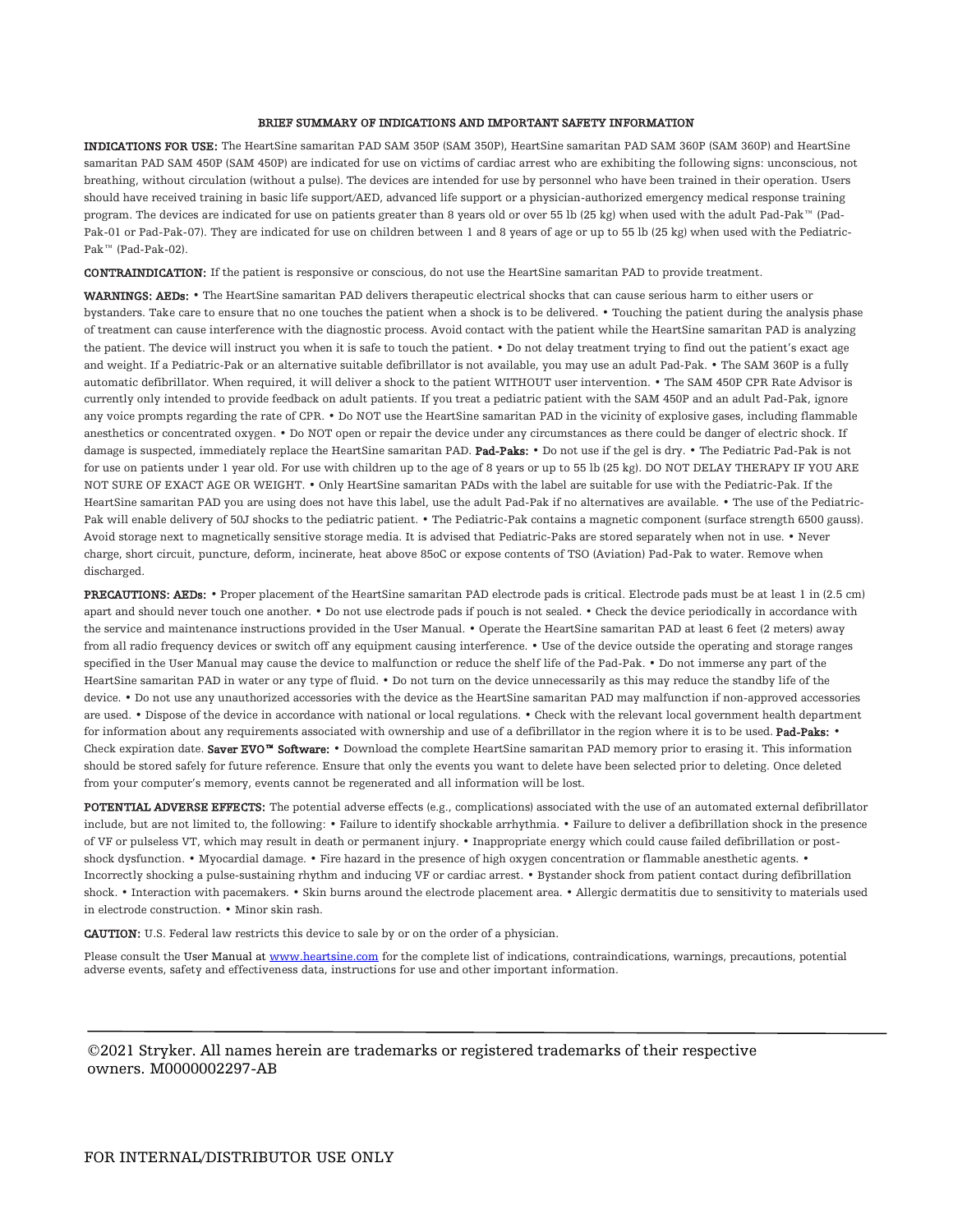## BRIEF SUMMARY OF INDICATIONS AND IMPORTANT SAFETY INFORMATION

**INDICATIONS FOR USE:** The HeartSine samaritan PAD SAM 350P (SAM 350P), HeartSine samaritan PAD SAM 360P (SAM 360P) and HeartSine samaritan PAD SAM 450P (SAM 450P) are indicated for use on victims of cardiac arrest who are exhibiting the following signs: unconscious, not breathing, without circulation (without a pulse). The devices are intended for use by personnel who have been trained in their operation. Users should have received training in basic life support/AED, advanced life support or a physician-authorized emergency medical response training program. The devices are indicated for use on patients greater than 8 years old or over 55 lb (25 kg) when used with the adult Pad-Pak™ (Pad-Pak-01 or Pad-Pak-07). They are indicated for use on children between 1 and 8 years of age or up to 55 lb (25 kg) when used with the Pediatric-Pak™ (Pad-Pak-02).

**CONTRAINDICATION:** If the patient is responsive or conscious, do not use the HeartSine samaritan PAD to provide treatment.

**WARNINGS: AEDs:** • The HeartSine samaritan PAD delivers therapeutic electrical shocks that can cause serious harm to either users or bystanders. Take care to ensure that no one touches the patient when a shock is to be delivered. • Touching the patient during the analysis phase of treatment can cause interference with the diagnostic process. Avoid contact with the patient while the HeartSine samaritan PAD is analyzing the patient. The device will instruct you when it is safe to touch the patient. • Do not delay treatment trying to find out the patient's exact age and weight. If a Pediatric-Pak or an alternative suitable defibrillator is not available, you may use an adult Pad-Pak. • The SAM 360P is a fully automatic defibrillator. When required, it will deliver a shock to the patient WITHOUT user intervention. • The SAM 450P CPR Rate Advisor is currently only intended to provide feedback on adult patients. If you treat a pediatric patient with the SAM 450P and an adult Pad-Pak, ignore any voice prompts regarding the rate of CPR. • Do NOT use the HeartSine samaritan PAD in the vicinity of explosive gases, including flammable anesthetics or concentrated oxygen. • Do NOT open or repair the device under any circumstances as there could be danger of electric shock. If damage is suspected, immediately replace the HeartSine samaritan PAD. **Pad-Paks:** • Do not use if the gel is dry. • The Pediatric Pad-Pak is not for use on patients under 1 year old. For use with children up to the age of 8 years or up to 55 lb (25 kg). DO NOT DELAY THERAPY IF YOU ARE NOT SURE OF EXACT AGE OR WEIGHT. • Only HeartSine samaritan PADs with the label are suitable for use with the Pediatric-Pak. If the HeartSine samaritan PAD you are using does not have this label, use the adult Pad-Pak if no alternatives are available. • The use of the Pediatric-Pak will enable delivery of 50J shocks to the pediatric patient. • The Pediatric-Pak contains a magnetic component (surface strength 6500 gauss). Avoid storage next to magnetically sensitive storage media. It is advised that Pediatric-Paks are stored separately when not in use. • Never charge, short circuit, puncture, deform, incinerate, heat above 85oC or expose contents of TSO (Aviation) Pad-Pak to water. Remove when discharged.

**PRECAUTIONS: AEDs:** • Proper placement of the HeartSine samaritan PAD electrode pads is critical. Electrode pads must be at least 1 in (2.5 cm) apart and should never touch one another. • Do not use electrode pads if pouch is not sealed. • Check the device periodically in accordance with the service and maintenance instructions provided in the User Manual. • Operate the HeartSine samaritan PAD at least 6 feet (2 meters) away from all radio frequency devices or switch off any equipment causing interference. • Use of the device outside the operating and storage ranges specified in the User Manual may cause the device to malfunction or reduce the shelf life of the Pad-Pak. • Do not immerse any part of the HeartSine samaritan PAD in water or any type of fluid. • Do not turn on the device unnecessarily as this may reduce the standby life of the device. • Do not use any unauthorized accessories with the device as the HeartSine samaritan PAD may malfunction if non-approved accessories are used. • Dispose of the device in accordance with national or local regulations. • Check with the relevant local government health department for information about any requirements associated with ownership and use of a defibrillator in the region where it is to be used. **Pad-Paks:** • Check expiration date. **Saver EVO™ Software:** • Download the complete HeartSine samaritan PAD memory prior to erasing it. This information should be stored safely for future reference. Ensure that only the events you want to delete have been selected prior to deleting. Once deleted from your computer's memory, events cannot be regenerated and all information will be lost.

**POTENTIAL ADVERSE EFFECTS:** The potential adverse effects (e.g., complications) associated with the use of an automated external defibrillator include, but are not limited to, the following: • Failure to identify shockable arrhythmia. • Failure to deliver a defibrillation shock in the presence of VF or pulseless VT, which may result in death or permanent injury. • Inappropriate energy which could cause failed defibrillation or post-shock dysfunction. • Myocardial damage. • Fire hazard in the presence of high oxygen concentration or flammable anesthetic agents. • Incorrectly shocking a pulse-sustaining rhythm and inducing VF or cardiac arrest. • Bystander shock from patient contact during defibrillation shock. • Interaction with pacemakers. • Skin burns around the electrode placement area. • Allergic dermatitis due to sensitivity to materials used in electrode construction. • Minor skin rash.

**CAUTION:** U.S. Federal law restricts this device to sale by or on the order of a physician.

Please consult the User Manual at www.heartsine.com for the complete list of indications, contraindications, warnings, precautions, potential adverse events, safety and effectiveness data, instructions for use and other important information.

---

©2021 Stryker. All names herein are trademarks or registered trademarks of their respective owners. M0000002297-AB

FOR INTERNAL/DISTRIBUTOR USE ONLY